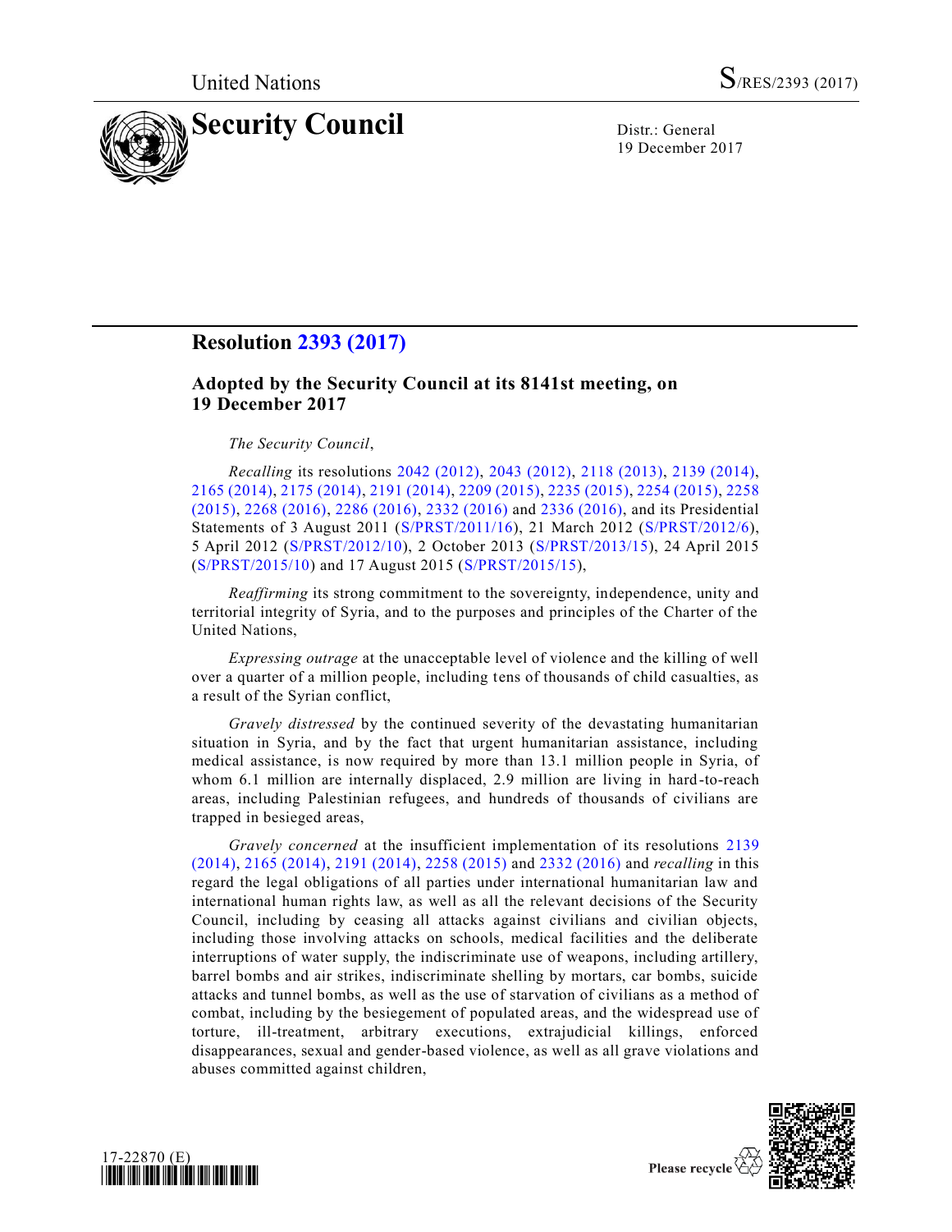United Nations S/RES/2393 (2017)

# Security Council

Distr.: General
19 December 2017

## Resolution 2393 (2017)

### Adopted by the Security Council at its 8141st meeting, on 19 December 2017

*The Security Council*,

*Recalling* its resolutions 2042 (2012), 2043 (2012), 2118 (2013), 2139 (2014), 2165 (2014), 2175 (2014), 2191 (2014), 2209 (2015), 2235 (2015), 2254 (2015), 2258 (2015), 2268 (2016), 2286 (2016), 2332 (2016) and 2336 (2016), and its Presidential Statements of 3 August 2011 (S/PRST/2011/16), 21 March 2012 (S/PRST/2012/6), 5 April 2012 (S/PRST/2012/10), 2 October 2013 (S/PRST/2013/15), 24 April 2015 (S/PRST/2015/10) and 17 August 2015 (S/PRST/2015/15),

*Reaffirming* its strong commitment to the sovereignty, independence, unity and territorial integrity of Syria, and to the purposes and principles of the Charter of the United Nations,

*Expressing outrage* at the unacceptable level of violence and the killing of well over a quarter of a million people, including tens of thousands of child casualties, as a result of the Syrian conflict,

*Gravely distressed* by the continued severity of the devastating humanitarian situation in Syria, and by the fact that urgent humanitarian assistance, including medical assistance, is now required by more than 13.1 million people in Syria, of whom 6.1 million are internally displaced, 2.9 million are living in hard-to-reach areas, including Palestinian refugees, and hundreds of thousands of civilians are trapped in besieged areas,

*Gravely concerned* at the insufficient implementation of its resolutions 2139 (2014), 2165 (2014), 2191 (2014), 2258 (2015) and 2332 (2016) and *recalling* in this regard the legal obligations of all parties under international humanitarian law and international human rights law, as well as all the relevant decisions of the Security Council, including by ceasing all attacks against civilians and civilian objects, including those involving attacks on schools, medical facilities and the deliberate interruptions of water supply, the indiscriminate use of weapons, including artillery, barrel bombs and air strikes, indiscriminate shelling by mortars, car bombs, suicide attacks and tunnel bombs, as well as the use of starvation of civilians as a method of combat, including by the besiegement of populated areas, and the widespread use of torture, ill-treatment, arbitrary executions, extrajudicial killings, enforced disappearances, sexual and gender-based violence, as well as all grave violations and abuses committed against children,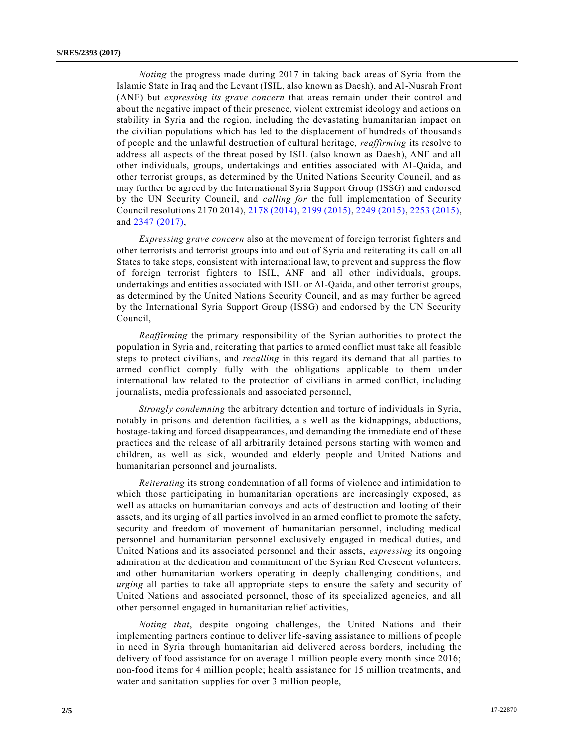*Noting* the progress made during 2017 in taking back areas of Syria from the Islamic State in Iraq and the Levant (ISIL, also known as Daesh), and Al-Nusrah Front (ANF) but *expressing its grave concern* that areas remain under their control and about the negative impact of their presence, violent extremist ideology and actions on stability in Syria and the region, including the devastating humanitarian impact on the civilian populations which has led to the displacement of hundreds of thousands of people and the unlawful destruction of cultural heritage, *reaffirming* its resolve to address all aspects of the threat posed by ISIL (also known as Daesh), ANF and all other individuals, groups, undertakings and entities associated with Al-Qaida, and other terrorist groups, as determined by the United Nations Security Council, and as may further be agreed by the International Syria Support Group (ISSG) and endorsed by the UN Security Council, and *calling for* the full implementation of Security Council resolutions 2170 2014), 2178 (2014), 2199 (2015), 2249 (2015), 2253 (2015), and 2347 (2017),

*Expressing grave concern* also at the movement of foreign terrorist fighters and other terrorists and terrorist groups into and out of Syria and reiterating its call on all States to take steps, consistent with international law, to prevent and suppress the flow of foreign terrorist fighters to ISIL, ANF and all other individuals, groups, undertakings and entities associated with ISIL or Al-Qaida, and other terrorist groups, as determined by the United Nations Security Council, and as may further be agreed by the International Syria Support Group (ISSG) and endorsed by the UN Security Council,

*Reaffirming* the primary responsibility of the Syrian authorities to protect the population in Syria and, reiterating that parties to armed conflict must take all feasible steps to protect civilians, and *recalling* in this regard its demand that all parties to armed conflict comply fully with the obligations applicable to them under international law related to the protection of civilians in armed conflict, including journalists, media professionals and associated personnel,

*Strongly condemning* the arbitrary detention and torture of individuals in Syria, notably in prisons and detention facilities, a s well as the kidnappings, abductions, hostage-taking and forced disappearances, and demanding the immediate end of these practices and the release of all arbitrarily detained persons starting with women and children, as well as sick, wounded and elderly people and United Nations and humanitarian personnel and journalists,

*Reiterating* its strong condemnation of all forms of violence and intimidation to which those participating in humanitarian operations are increasingly exposed, as well as attacks on humanitarian convoys and acts of destruction and looting of their assets, and its urging of all parties involved in an armed conflict to promote the safety, security and freedom of movement of humanitarian personnel, including medical personnel and humanitarian personnel exclusively engaged in medical duties, and United Nations and its associated personnel and their assets, *expressing* its ongoing admiration at the dedication and commitment of the Syrian Red Crescent volunteers, and other humanitarian workers operating in deeply challenging conditions, and *urging* all parties to take all appropriate steps to ensure the safety and security of United Nations and associated personnel, those of its specialized agencies, and all other personnel engaged in humanitarian relief activities,

*Noting that*, despite ongoing challenges, the United Nations and their implementing partners continue to deliver life-saving assistance to millions of people in need in Syria through humanitarian aid delivered across borders, including the delivery of food assistance for on average 1 million people every month since 2016; non-food items for 4 million people; health assistance for 15 million treatments, and water and sanitation supplies for over 3 million people,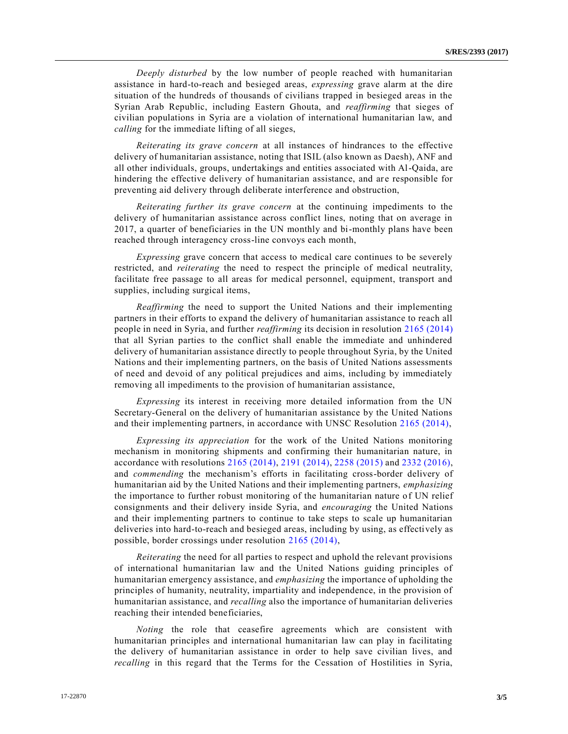*Deeply disturbed* by the low number of people reached with humanitarian assistance in hard-to-reach and besieged areas, *expressing* grave alarm at the dire situation of the hundreds of thousands of civilians trapped in besieged areas in the Syrian Arab Republic, including Eastern Ghouta, and *reaffirming* that sieges of civilian populations in Syria are a violation of international humanitarian law, and *calling* for the immediate lifting of all sieges,

*Reiterating its grave concern* at all instances of hindrances to the effective delivery of humanitarian assistance, noting that ISIL (also known as Daesh), ANF and all other individuals, groups, undertakings and entities associated with Al-Qaida, are hindering the effective delivery of humanitarian assistance, and are responsible for preventing aid delivery through deliberate interference and obstruction,

*Reiterating further its grave concern* at the continuing impediments to the delivery of humanitarian assistance across conflict lines, noting that on average in 2017, a quarter of beneficiaries in the UN monthly and bi-monthly plans have been reached through interagency cross-line convoys each month,

*Expressing* grave concern that access to medical care continues to be severely restricted, and *reiterating* the need to respect the principle of medical neutrality, facilitate free passage to all areas for medical personnel, equipment, transport and supplies, including surgical items,

*Reaffirming* the need to support the United Nations and their implementing partners in their efforts to expand the delivery of humanitarian assistance to reach all people in need in Syria, and further *reaffirming* its decision in resolution 2165 (2014) that all Syrian parties to the conflict shall enable the immediate and unhindered delivery of humanitarian assistance directly to people throughout Syria, by the United Nations and their implementing partners, on the basis of United Nations assessments of need and devoid of any political prejudices and aims, including by immediately removing all impediments to the provision of humanitarian assistance,

*Expressing* its interest in receiving more detailed information from the UN Secretary-General on the delivery of humanitarian assistance by the United Nations and their implementing partners, in accordance with UNSC Resolution 2165 (2014),

*Expressing its appreciation* for the work of the United Nations monitoring mechanism in monitoring shipments and confirming their humanitarian nature, in accordance with resolutions 2165 (2014), 2191 (2014), 2258 (2015) and 2332 (2016), and *commending* the mechanism's efforts in facilitating cross-border delivery of humanitarian aid by the United Nations and their implementing partners, *emphasizing* the importance to further robust monitoring of the humanitarian nature of UN relief consignments and their delivery inside Syria, and *encouraging* the United Nations and their implementing partners to continue to take steps to scale up humanitarian deliveries into hard-to-reach and besieged areas, including by using, as effectively as possible, border crossings under resolution 2165 (2014),

*Reiterating* the need for all parties to respect and uphold the relevant provisions of international humanitarian law and the United Nations guiding principles of humanitarian emergency assistance, and *emphasizing* the importance of upholding the principles of humanity, neutrality, impartiality and independence, in the provision of humanitarian assistance, and *recalling* also the importance of humanitarian deliveries reaching their intended beneficiaries,

*Noting* the role that ceasefire agreements which are consistent with humanitarian principles and international humanitarian law can play in facilitating the delivery of humanitarian assistance in order to help save civilian lives, and *recalling* in this regard that the Terms for the Cessation of Hostilities in Syria,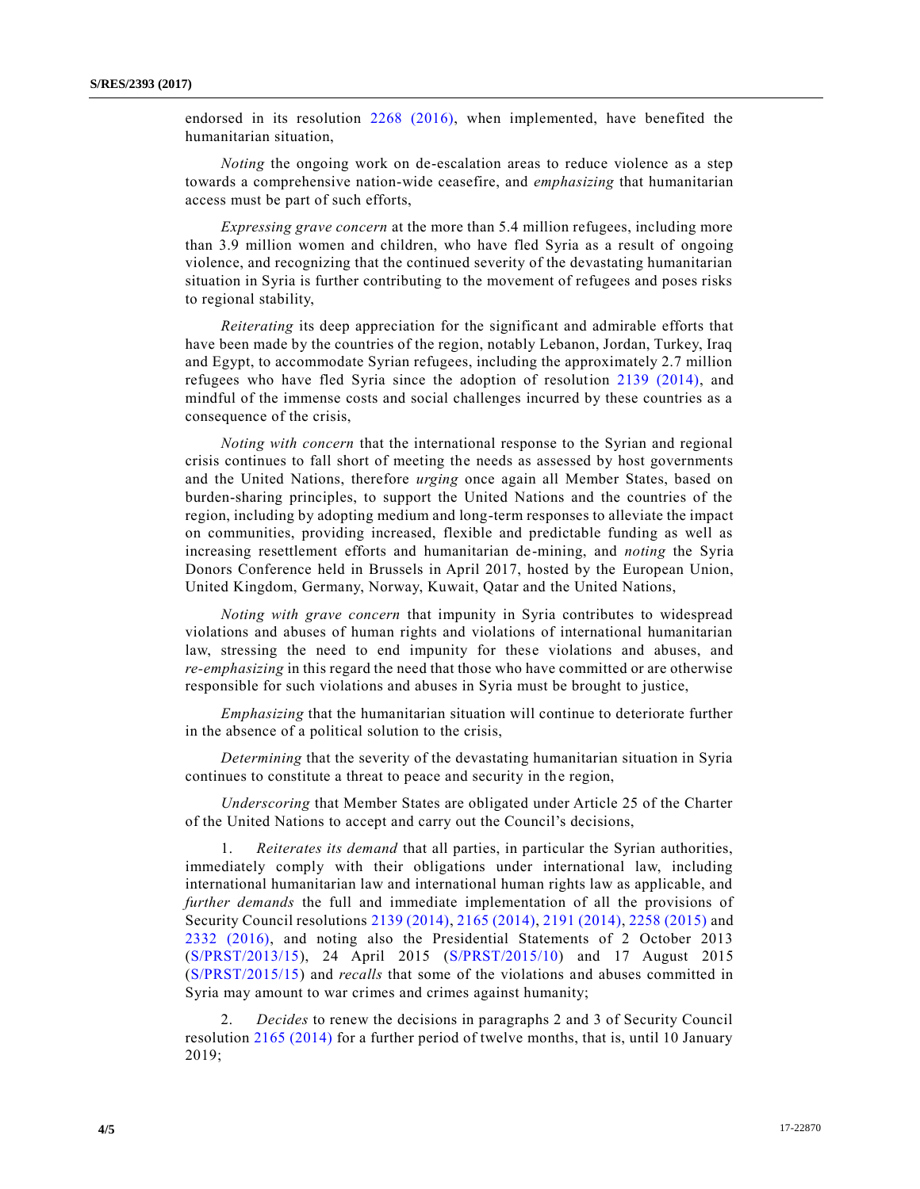endorsed in its resolution 2268 (2016), when implemented, have benefited the humanitarian situation,

*Noting* the ongoing work on de-escalation areas to reduce violence as a step towards a comprehensive nation-wide ceasefire, and *emphasizing* that humanitarian access must be part of such efforts,

*Expressing grave concern* at the more than 5.4 million refugees, including more than 3.9 million women and children, who have fled Syria as a result of ongoing violence, and recognizing that the continued severity of the devastating humanitarian situation in Syria is further contributing to the movement of refugees and poses risks to regional stability,

*Reiterating* its deep appreciation for the significant and admirable efforts that have been made by the countries of the region, notably Lebanon, Jordan, Turkey, Iraq and Egypt, to accommodate Syrian refugees, including the approximately 2.7 million refugees who have fled Syria since the adoption of resolution 2139 (2014), and mindful of the immense costs and social challenges incurred by these countries as a consequence of the crisis,

*Noting with concern* that the international response to the Syrian and regional crisis continues to fall short of meeting the needs as assessed by host governments and the United Nations, therefore *urging* once again all Member States, based on burden-sharing principles, to support the United Nations and the countries of the region, including by adopting medium and long-term responses to alleviate the impact on communities, providing increased, flexible and predictable funding as well as increasing resettlement efforts and humanitarian de-mining, and *noting* the Syria Donors Conference held in Brussels in April 2017, hosted by the European Union, United Kingdom, Germany, Norway, Kuwait, Qatar and the United Nations,

*Noting with grave concern* that impunity in Syria contributes to widespread violations and abuses of human rights and violations of international humanitarian law, stressing the need to end impunity for these violations and abuses, and *re-emphasizing* in this regard the need that those who have committed or are otherwise responsible for such violations and abuses in Syria must be brought to justice,

*Emphasizing* that the humanitarian situation will continue to deteriorate further in the absence of a political solution to the crisis,

*Determining* that the severity of the devastating humanitarian situation in Syria continues to constitute a threat to peace and security in the region,

*Underscoring* that Member States are obligated under Article 25 of the Charter of the United Nations to accept and carry out the Council's decisions,

1. *Reiterates its demand* that all parties, in particular the Syrian authorities, immediately comply with their obligations under international law, including international humanitarian law and international human rights law as applicable, and *further demands* the full and immediate implementation of all the provisions of Security Council resolutions 2139 (2014), 2165 (2014), 2191 (2014), 2258 (2015) and 2332 (2016), and noting also the Presidential Statements of 2 October 2013 (S/PRST/2013/15), 24 April 2015 (S/PRST/2015/10) and 17 August 2015 (S/PRST/2015/15) and *recalls* that some of the violations and abuses committed in Syria may amount to war crimes and crimes against humanity;

2. *Decides* to renew the decisions in paragraphs 2 and 3 of Security Council resolution 2165 (2014) for a further period of twelve months, that is, until 10 January 2019;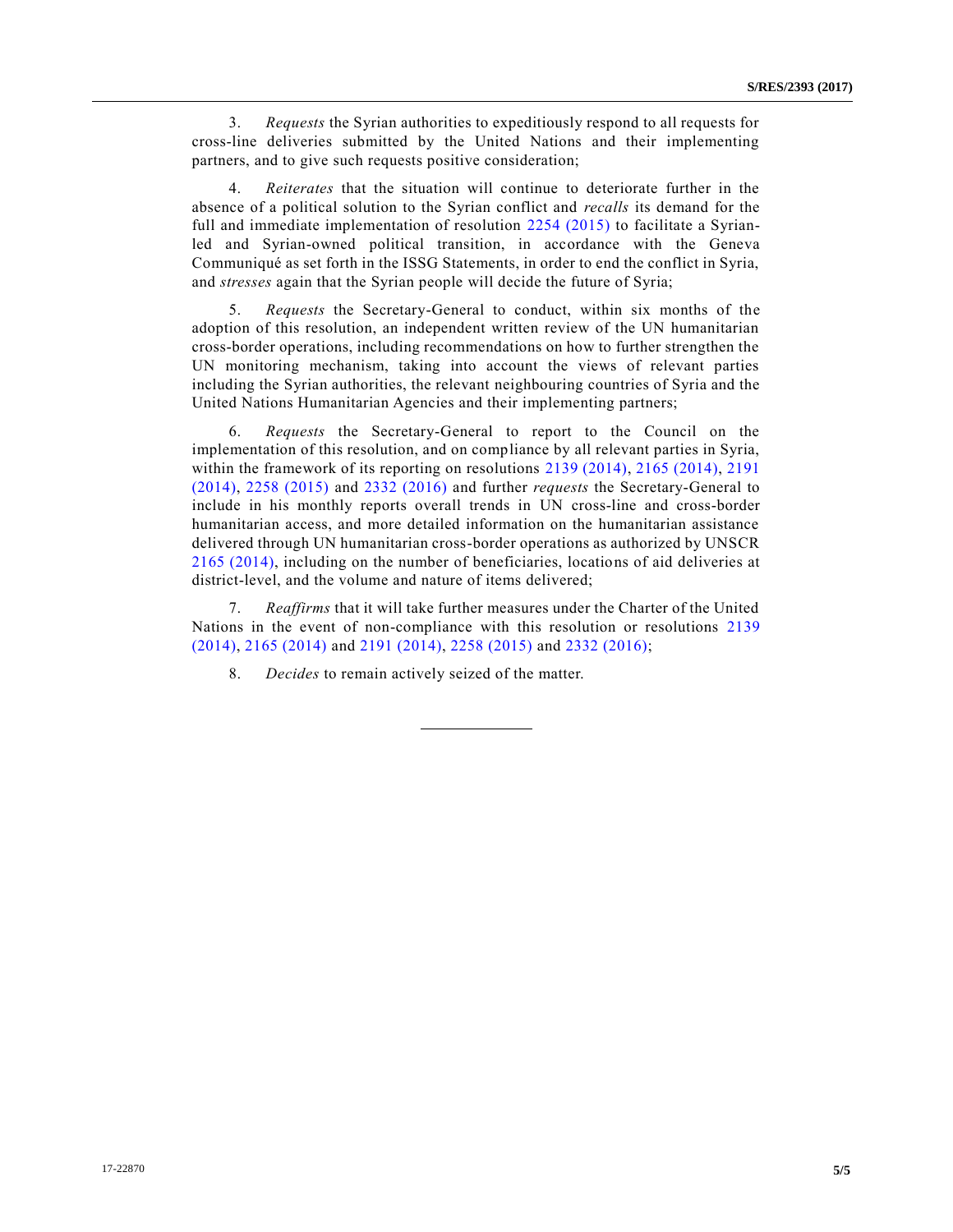3. *Requests* the Syrian authorities to expeditiously respond to all requests for cross-line deliveries submitted by the United Nations and their implementing partners, and to give such requests positive consideration;

4. *Reiterates* that the situation will continue to deteriorate further in the absence of a political solution to the Syrian conflict and *recalls* its demand for the full and immediate implementation of resolution 2254 (2015) to facilitate a Syrian-led and Syrian-owned political transition, in accordance with the Geneva Communiqué as set forth in the ISSG Statements, in order to end the conflict in Syria, and *stresses* again that the Syrian people will decide the future of Syria;

5. *Requests* the Secretary-General to conduct, within six months of the adoption of this resolution, an independent written review of the UN humanitarian cross-border operations, including recommendations on how to further strengthen the UN monitoring mechanism, taking into account the views of relevant parties including the Syrian authorities, the relevant neighbouring countries of Syria and the United Nations Humanitarian Agencies and their implementing partners;

6. *Requests* the Secretary-General to report to the Council on the implementation of this resolution, and on compliance by all relevant parties in Syria, within the framework of its reporting on resolutions 2139 (2014), 2165 (2014), 2191 (2014), 2258 (2015) and 2332 (2016) and further *requests* the Secretary-General to include in his monthly reports overall trends in UN cross-line and cross-border humanitarian access, and more detailed information on the humanitarian assistance delivered through UN humanitarian cross-border operations as authorized by UNSCR 2165 (2014), including on the number of beneficiaries, locations of aid deliveries at district-level, and the volume and nature of items delivered;

7. *Reaffirms* that it will take further measures under the Charter of the United Nations in the event of non-compliance with this resolution or resolutions 2139 (2014), 2165 (2014) and 2191 (2014), 2258 (2015) and 2332 (2016);

8. *Decides* to remain actively seized of the matter.